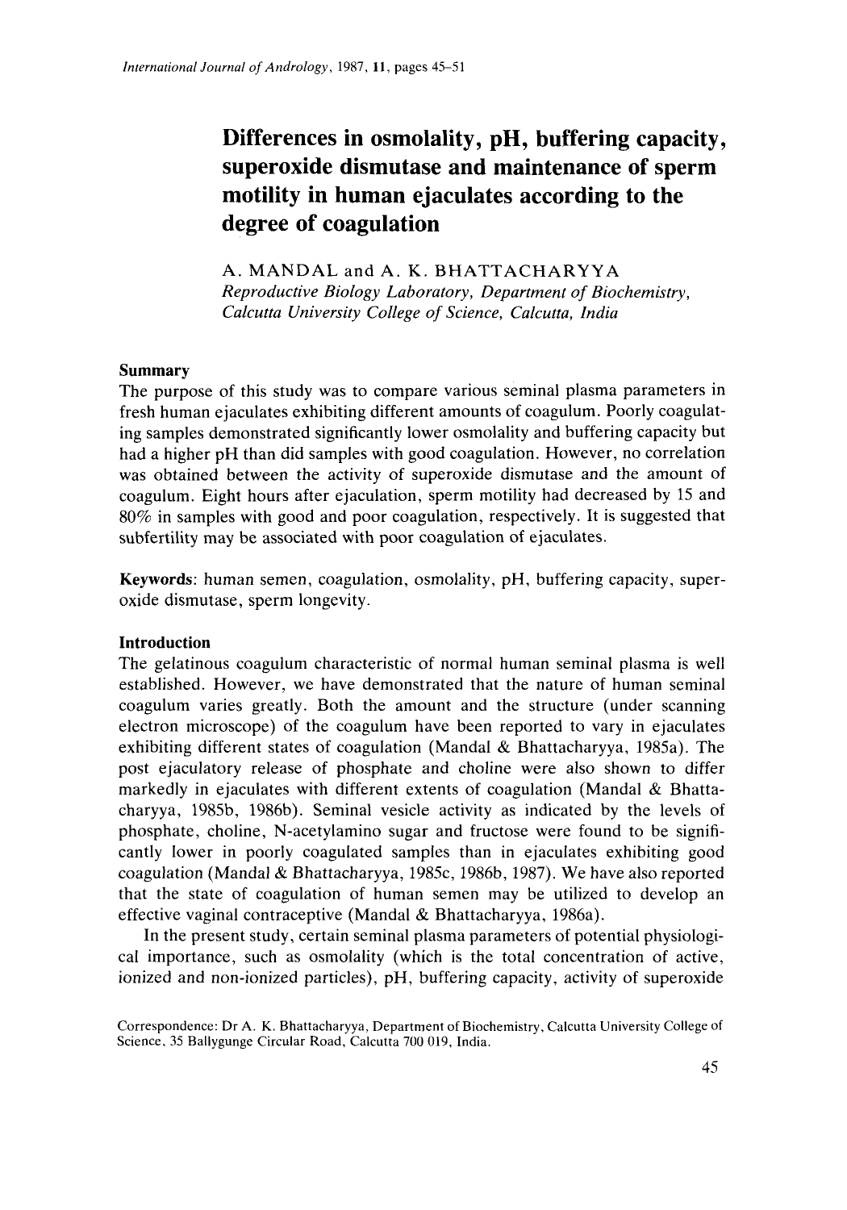# Differences in osmolality, pH, buffering capacity, superoxide dismutase and maintenance of sperm motility in human ejaculates according to the degree of coagulation

A. MANDAL and A. K. BHATTACHARYYA

*Reproductive Biology Laboratory, Department of Biochemistry, Calcutta University College of Science, Calcutta, India*

## Summary

The purpose of this study was to compare various seminal plasma parameters in fresh human ejaculates exhibiting different amounts of coagulum. Poorly coagulating samples demonstrated significantly lower osmolality and buffering capacity but had a higher pH than did samples with good coagulation. However, no correlation was obtained between the activity of superoxide dismutase and the amount of coagulum. Eight hours after ejaculation, sperm motility had decreased by 15 and 80% in samples with good and poor coagulation, respectively. It is suggested that subfertility may be associated with poor coagulation of ejaculates.

**Keywords**: human semen, coagulation, osmolality, pH, buffering capacity, superoxide dismutase, sperm longevity.

## Introduction

The gelatinous coagulum characteristic of normal human seminal plasma is well established. However, we have demonstrated that the nature of human seminal coagulum varies greatly. Both the amount and the structure (under scanning electron microscope) of the coagulum have been reported to vary in ejaculates exhibiting different states of coagulation (Mandal & Bhattacharyya, 1985a). The post ejaculatory release of phosphate and choline were also shown to differ markedly in ejaculates with different extents of coagulation (Mandal & Bhattacharyya, 1985b, 1986b). Seminal vesicle activity as indicated by the levels of phosphate, choline, N-acetylamino sugar and fructose were found to be significantly lower in poorly coagulated samples than in ejaculates exhibiting good coagulation (Mandal & Bhattacharyya, 1985c, 1986b, 1987). We have also reported that the state of coagulation of human semen may be utilized to develop an effective vaginal contraceptive (Mandal & Bhattacharyya, 1986a).

In the present study, certain seminal plasma parameters of potential physiological importance, such as osmolality (which is the total concentration of active, ionized and non-ionized particles), pH, buffering capacity, activity of superoxide

Correspondence: Dr A. K. Bhattacharyya, Department of Biochemistry, Calcutta University College of Science, 35 Ballygunge Circular Road, Calcutta 700 019, India.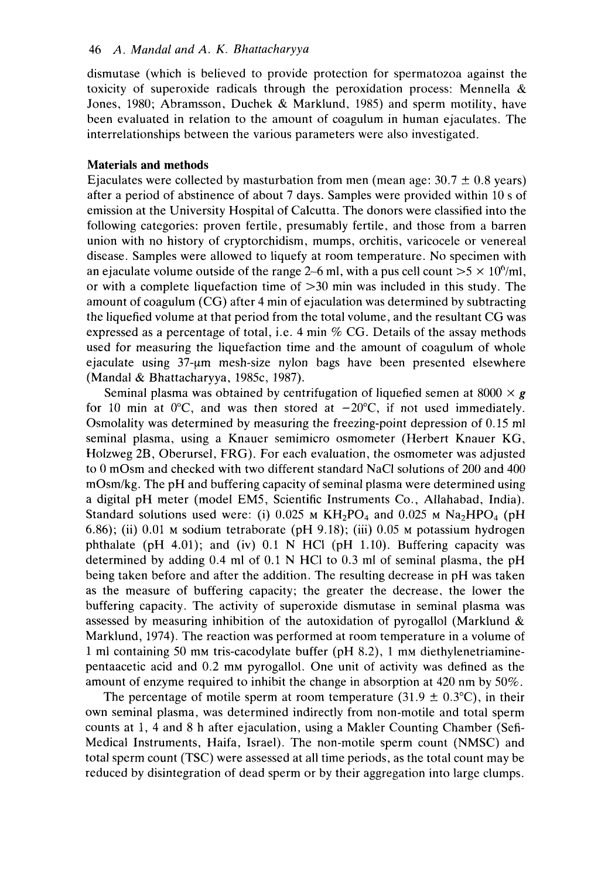dismutase (which is believed to provide protection for spermatozoa against the toxicity of superoxide radicals through the peroxidation process: Mennella & Jones, 1980; Abramsson, Duchek & Marklund, 1985) and sperm motility, have been evaluated in relation to the amount of coagulum in human ejaculates. The interrelationships between the various parameters were also investigated.

## Materials and methods

Ejaculates were collected by masturbation from men (mean age: 30.7 ± 0.8 years) after a period of abstinence of about 7 days. Samples were provided within 10 s of emission at the University Hospital of Calcutta. The donors were classified into the following categories: proven fertile, presumably fertile, and those from a barren union with no history of cryptorchidism, mumps, orchitis, varicocele or venereal disease. Samples were allowed to liquefy at room temperature. No specimen with an ejaculate volume outside of the range 2–6 ml, with a pus cell count $>5 \times 10^6$/ml, or with a complete liquefaction time of >30 min was included in this study. The amount of coagulum (CG) after 4 min of ejaculation was determined by subtracting the liquefied volume at that period from the total volume, and the resultant CG was expressed as a percentage of total, i.e. 4 min % CG. Details of the assay methods used for measuring the liquefaction time and the amount of coagulum of whole ejaculate using 37-μm mesh-size nylon bags have been presented elsewhere (Mandal & Bhattacharyya, 1985c, 1987).

Seminal plasma was obtained by centrifugation of liquefied semen at 8000 × ***g*** for 10 min at 0°C, and was then stored at −20°C, if not used immediately. Osmolality was determined by measuring the freezing-point depression of 0.15 ml seminal plasma, using a Knauer semimicro osmometer (Herbert Knauer KG, Holzweg 2B, Oberursel, FRG). For each evaluation, the osmometer was adjusted to 0 mOsm and checked with two different standard NaCl solutions of 200 and 400 mOsm/kg. The pH and buffering capacity of seminal plasma were determined using a digital pH meter (model EM5, Scientific Instruments Co., Allahabad, India). Standard solutions used were: (i) 0.025 M $KH_2PO_4$ and 0.025 M $Na_2HPO_4$ (pH 6.86); (ii) 0.01 M sodium tetraborate (pH 9.18); (iii) 0.05 M potassium hydrogen phthalate (pH 4.01); and (iv) 0.1 N HCl (pH 1.10). Buffering capacity was determined by adding 0.4 ml of 0.1 N HCl to 0.3 ml of seminal plasma, the pH being taken before and after the addition. The resulting decrease in pH was taken as the measure of buffering capacity; the greater the decrease, the lower the buffering capacity. The activity of superoxide dismutase in seminal plasma was assessed by measuring inhibition of the autoxidation of pyrogallol (Marklund & Marklund, 1974). The reaction was performed at room temperature in a volume of 1 ml containing 50 mM tris-cacodylate buffer (pH 8.2), 1 mM diethylenetriamine-pentaacetic acid and 0.2 mM pyrogallol. One unit of activity was defined as the amount of enzyme required to inhibit the change in absorption at 420 nm by 50%.

The percentage of motile sperm at room temperature (31.9 ± 0.3°C), in their own seminal plasma, was determined indirectly from non-motile and total sperm counts at 1, 4 and 8 h after ejaculation, using a Makler Counting Chamber (Sefi-Medical Instruments, Haifa, Israel). The non-motile sperm count (NMSC) and total sperm count (TSC) were assessed at all time periods, as the total count may be reduced by disintegration of dead sperm or by their aggregation into large clumps.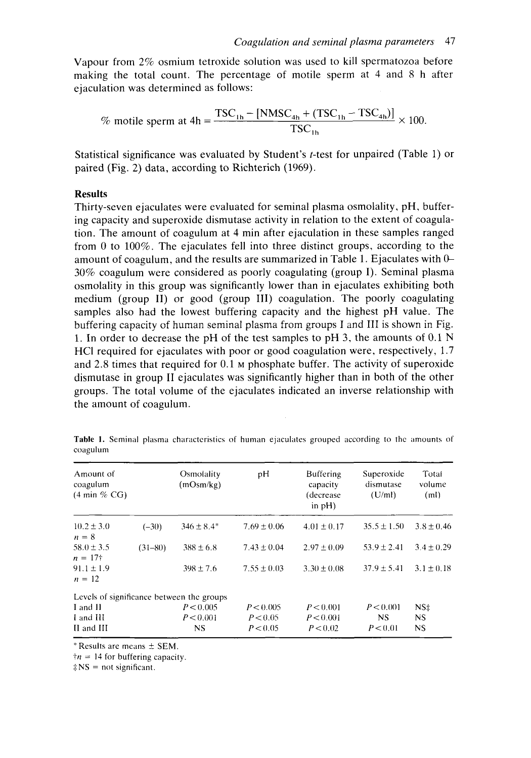Vapour from 2% osmium tetroxide solution was used to kill spermatozoa before making the total count. The percentage of motile sperm at 4 and 8 h after ejaculation was determined as follows:

$$\% \text{ motile sperm at 4h} = \frac{TSC_{1h} - [NMSC_{4h} + (TSC_{1h} - TSC_{4h})]}{TSC_{1h}} \times 100.$$

Statistical significance was evaluated by Student's *t*-test for unpaired (Table 1) or paired (Fig. 2) data, according to Richterich (1969).

## Results

Thirty-seven ejaculates were evaluated for seminal plasma osmolality, pH, buffering capacity and superoxide dismutase activity in relation to the extent of coagulation. The amount of coagulum at 4 min after ejaculation in these samples ranged from 0 to 100%. The ejaculates fell into three distinct groups, according to the amount of coagulum, and the results are summarized in Table 1. Ejaculates with 0–30% coagulum were considered as poorly coagulating (group I). Seminal plasma osmolality in this group was significantly lower than in ejaculates exhibiting both medium (group II) or good (group III) coagulation. The poorly coagulating samples also had the lowest buffering capacity and the highest pH value. The buffering capacity of human seminal plasma from groups I and III is shown in Fig. 1. In order to decrease the pH of the test samples to pH 3, the amounts of 0.1 N HCl required for ejaculates with poor or good coagulation were, respectively, 1.7 and 2.8 times that required for 0.1 M phosphate buffer. The activity of superoxide dismutase in group II ejaculates was significantly higher than in both of the other groups. The total volume of the ejaculates indicated an inverse relationship with the amount of coagulum.

**Table 1.** Seminal plasma characteristics of human ejaculates grouped according to the amounts of coagulum

| Amount of coagulum (4 min % CG) | | Osmolality (mOsm/kg) | pH | Buffering capacity (decrease in pH) | Superoxide dismutase (U/ml) | Total volume (ml) |
|---|---|---|---|---|---|---|
| 10.2 ± 3.0 $n = 8$ | (–30) | 346 ± 8.4* | 7.69 ± 0.06 | 4.01 ± 0.17 | 35.5 ± 1.50 | 3.8 ± 0.46 |
| 58.0 ± 3.5 $n = 17$† | (31–80) | 388 ± 6.8 | 7.43 ± 0.04 | 2.97 ± 0.09 | 53.9 ± 2.41 | 3.4 ± 0.29 |
| 91.1 ± 1.9 $n = 12$ | | 398 ± 7.6 | 7.55 ± 0.03 | 3.30 ± 0.08 | 37.9 ± 5.41 | 3.1 ± 0.18 |
| Levels of significance between the groups | | | | | | |
| I and II | | $P < 0.005$ | $P < 0.005$ | $P < 0.001$ | $P < 0.001$ | NS‡ |
| I and III | | $P < 0.001$ | $P < 0.05$ | $P < 0.001$ | NS | NS |
| II and III | | NS | $P < 0.05$ | $P < 0.02$ | $P < 0.01$ | NS |

\* Results are means ± SEM.
† $n = 14$ for buffering capacity.
‡ NS = not significant.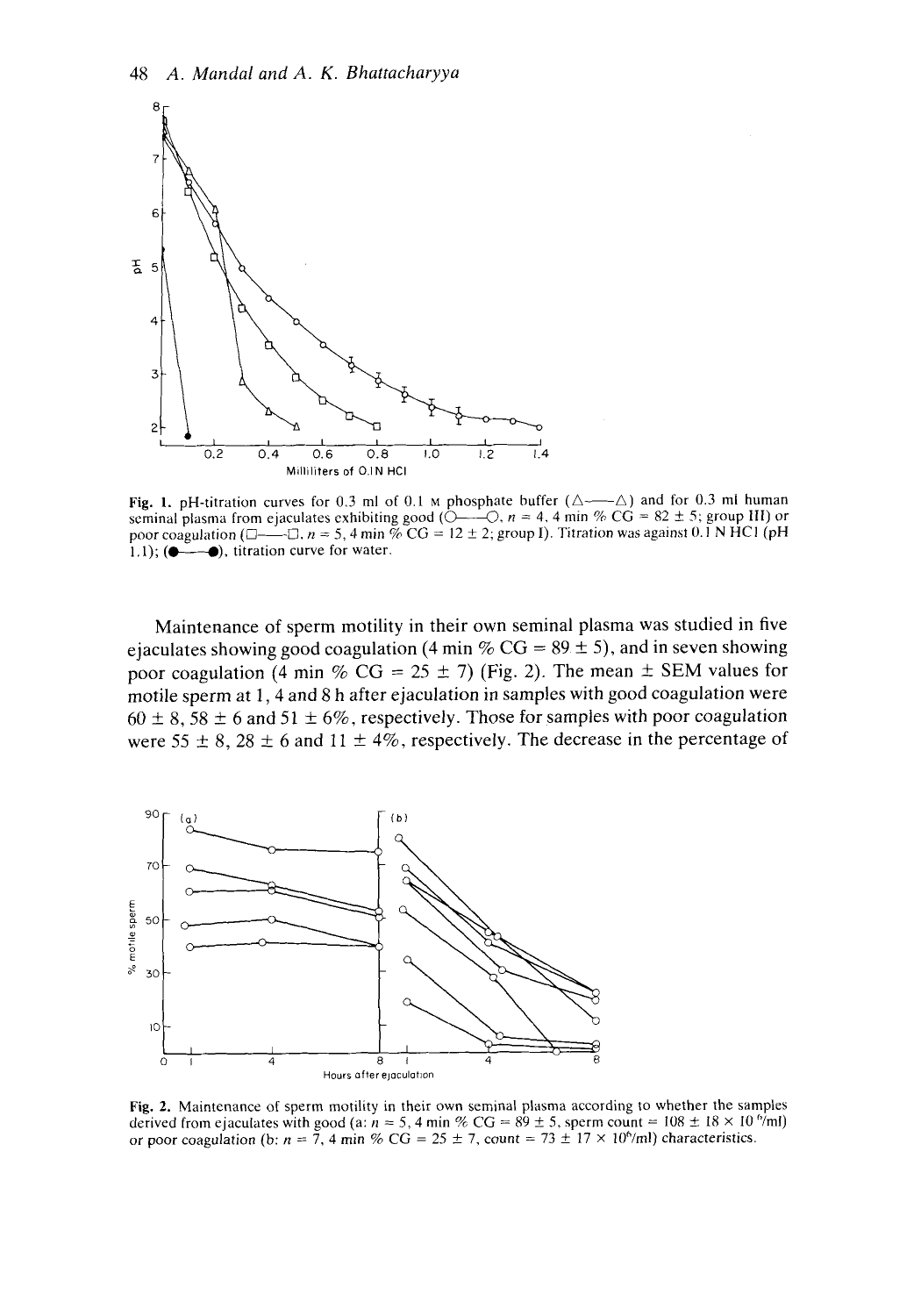**Fig. 1.** pH-titration curves for 0.3 ml of 0.1 M phosphate buffer (△——△) and for 0.3 ml human seminal plasma from ejaculates exhibiting good (○——○, $n = 4$, 4 min % CG = 82 ± 5; group III) or poor coagulation (□——□, $n = 5$, 4 min % CG = 12 ± 2; group I). Titration was against 0.1 N HCl (pH 1.1); (●——●), titration curve for water.

Maintenance of sperm motility in their own seminal plasma was studied in five ejaculates showing good coagulation (4 min % CG = 89 ± 5), and in seven showing poor coagulation (4 min % CG = 25 ± 7) (Fig. 2). The mean ± SEM values for motile sperm at 1, 4 and 8 h after ejaculation in samples with good coagulation were 60 ± 8, 58 ± 6 and 51 ± 6%, respectively. Those for samples with poor coagulation were 55 ± 8, 28 ± 6 and 11 ± 4%, respectively. The decrease in the percentage of

**Fig. 2.** Maintenance of sperm motility in their own seminal plasma according to whether the samples derived from ejaculates with good (a: $n = 5$, 4 min % CG = 89 ± 5, sperm count = 108 ± 18 × $10^6$/ml) or poor coagulation (b: $n = 7$, 4 min % CG = 25 ± 7, count = 73 ± 17 × $10^6$/ml) characteristics.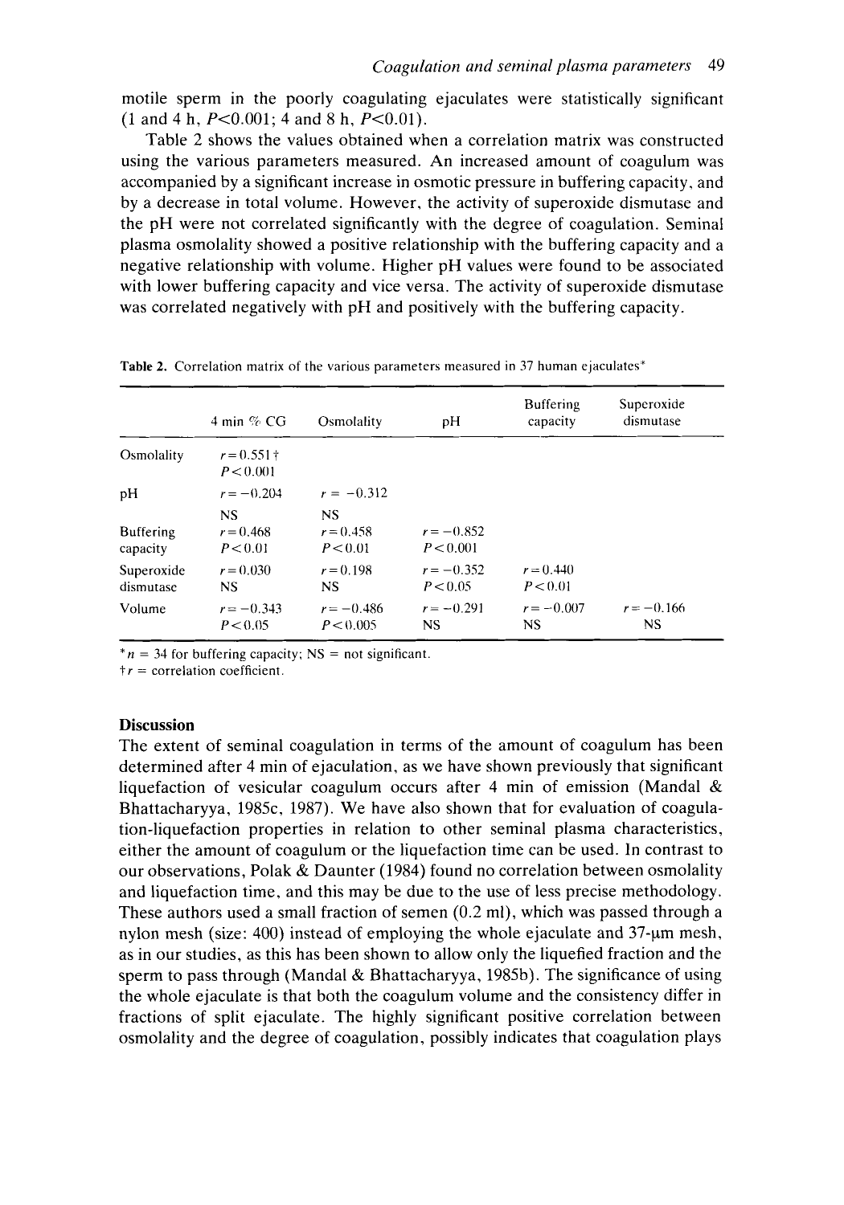motile sperm in the poorly coagulating ejaculates were statistically significant (1 and 4 h, $P<0.001$; 4 and 8 h, $P<0.01$).

Table 2 shows the values obtained when a correlation matrix was constructed using the various parameters measured. An increased amount of coagulum was accompanied by a significant increase in osmotic pressure in buffering capacity, and by a decrease in total volume. However, the activity of superoxide dismutase and the pH were not correlated significantly with the degree of coagulation. Seminal plasma osmolality showed a positive relationship with the buffering capacity and a negative relationship with volume. Higher pH values were found to be associated with lower buffering capacity and vice versa. The activity of superoxide dismutase was correlated negatively with pH and positively with the buffering capacity.

**Table 2.** Correlation matrix of the various parameters measured in 37 human ejaculates*

| | 4 min % CG | Osmolality | pH | Buffering capacity | Superoxide dismutase |
|---|---|---|---|---|---|
| Osmolality | $r=0.551$† $P<0.001$ | | | | |
| pH | $r=-0.204$ NS | $r=-0.312$ NS | | | |
| Buffering capacity | $r=0.468$ $P<0.01$ | $r=0.458$ $P<0.01$ | $r=-0.852$ $P<0.001$ | | |
| Superoxide dismutase | $r=0.030$ NS | $r=0.198$ NS | $r=-0.352$ $P<0.05$ | $r=0.440$ $P<0.01$ | |
| Volume | $r=-0.343$ $P<0.05$ | $r=-0.486$ $P<0.005$ | $r=-0.291$ NS | $r=-0.007$ NS | $r=-0.166$ NS |

*$n=34$ for buffering capacity; NS = not significant.
†$r$ = correlation coefficient.

## Discussion

The extent of seminal coagulation in terms of the amount of coagulum has been determined after 4 min of ejaculation, as we have shown previously that significant liquefaction of vesicular coagulum occurs after 4 min of emission (Mandal & Bhattacharyya, 1985c, 1987). We have also shown that for evaluation of coagulation-liquefaction properties in relation to other seminal plasma characteristics, either the amount of coagulum or the liquefaction time can be used. In contrast to our observations, Polak & Daunter (1984) found no correlation between osmolality and liquefaction time, and this may be due to the use of less precise methodology. These authors used a small fraction of semen (0.2 ml), which was passed through a nylon mesh (size: 400) instead of employing the whole ejaculate and 37-μm mesh, as in our studies, as this has been shown to allow only the liquefied fraction and the sperm to pass through (Mandal & Bhattacharyya, 1985b). The significance of using the whole ejaculate is that both the coagulum volume and the consistency differ in fractions of split ejaculate. The highly significant positive correlation between osmolality and the degree of coagulation, possibly indicates that coagulation plays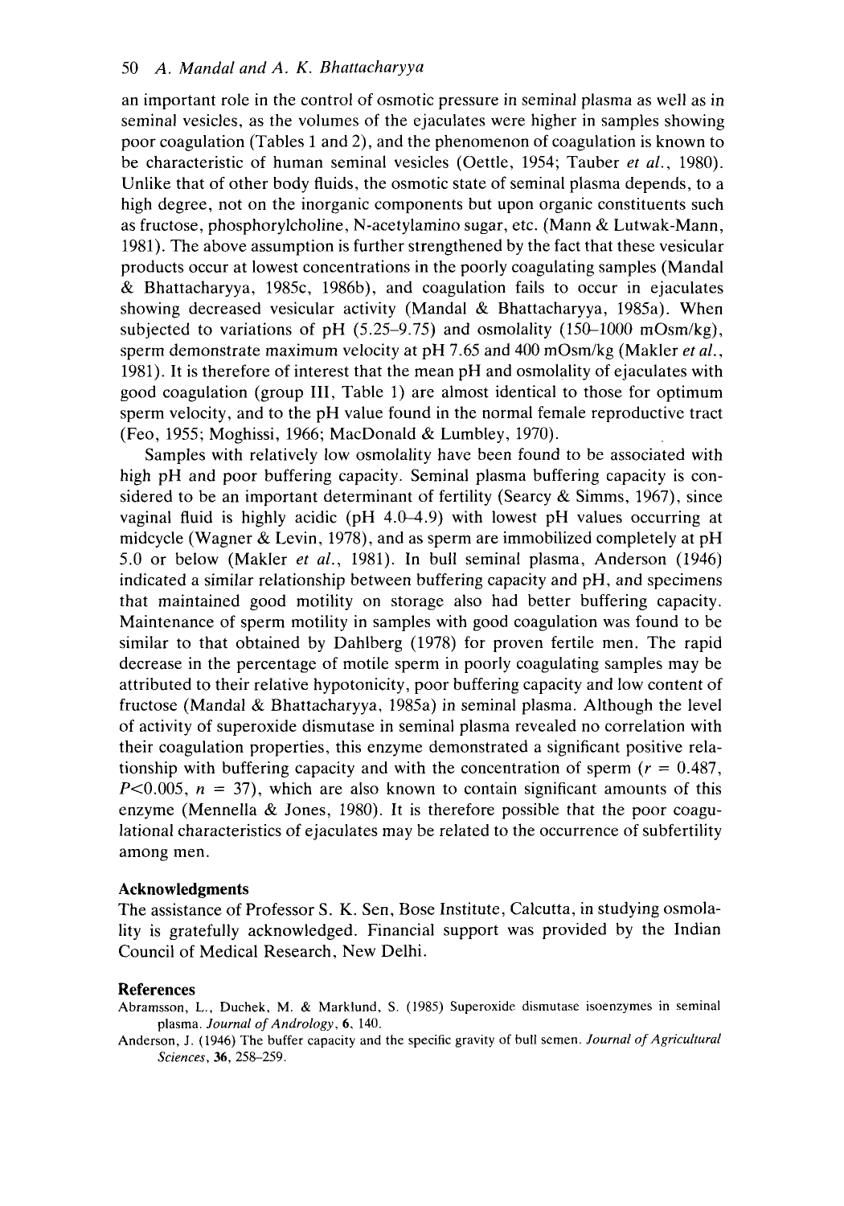an important role in the control of osmotic pressure in seminal plasma as well as in seminal vesicles, as the volumes of the ejaculates were higher in samples showing poor coagulation (Tables 1 and 2), and the phenomenon of coagulation is known to be characteristic of human seminal vesicles (Oettle, 1954; Tauber *et al.*, 1980). Unlike that of other body fluids, the osmotic state of seminal plasma depends, to a high degree, not on the inorganic components but upon organic constituents such as fructose, phosphorylcholine, N-acetylamino sugar, etc. (Mann & Lutwak-Mann, 1981). The above assumption is further strengthened by the fact that these vesicular products occur at lowest concentrations in the poorly coagulating samples (Mandal & Bhattacharyya, 1985c, 1986b), and coagulation fails to occur in ejaculates showing decreased vesicular activity (Mandal & Bhattacharyya, 1985a). When subjected to variations of pH (5.25–9.75) and osmolality (150–1000 mOsm/kg), sperm demonstrate maximum velocity at pH 7.65 and 400 mOsm/kg (Makler *et al.*, 1981). It is therefore of interest that the mean pH and osmolality of ejaculates with good coagulation (group III, Table 1) are almost identical to those for optimum sperm velocity, and to the pH value found in the normal female reproductive tract (Feo, 1955; Moghissi, 1966; MacDonald & Lumbley, 1970).

Samples with relatively low osmolality have been found to be associated with high pH and poor buffering capacity. Seminal plasma buffering capacity is considered to be an important determinant of fertility (Searcy & Simms, 1967), since vaginal fluid is highly acidic (pH 4.0–4.9) with lowest pH values occurring at midcycle (Wagner & Levin, 1978), and as sperm are immobilized completely at pH 5.0 or below (Makler *et al.*, 1981). In bull seminal plasma, Anderson (1946) indicated a similar relationship between buffering capacity and pH, and specimens that maintained good motility on storage also had better buffering capacity. Maintenance of sperm motility in samples with good coagulation was found to be similar to that obtained by Dahlberg (1978) for proven fertile men. The rapid decrease in the percentage of motile sperm in poorly coagulating samples may be attributed to their relative hypotonicity, poor buffering capacity and low content of fructose (Mandal & Bhattacharyya, 1985a) in seminal plasma. Although the level of activity of superoxide dismutase in seminal plasma revealed no correlation with their coagulation properties, this enzyme demonstrated a significant positive relationship with buffering capacity and with the concentration of sperm ($r = 0.487$, $P<0.005$, $n = 37$), which are also known to contain significant amounts of this enzyme (Mennella & Jones, 1980). It is therefore possible that the poor coagulational characteristics of ejaculates may be related to the occurrence of subfertility among men.

## Acknowledgments

The assistance of Professor S. K. Sen, Bose Institute, Calcutta, in studying osmolality is gratefully acknowledged. Financial support was provided by the Indian Council of Medical Research, New Delhi.

## References

Abramsson, L., Duchek, M. & Marklund, S. (1985) Superoxide dismutase isoenzymes in seminal plasma. *Journal of Andrology*, **6**, 140.

Anderson, J. (1946) The buffer capacity and the specific gravity of bull semen. *Journal of Agricultural Sciences*, **36**, 258–259.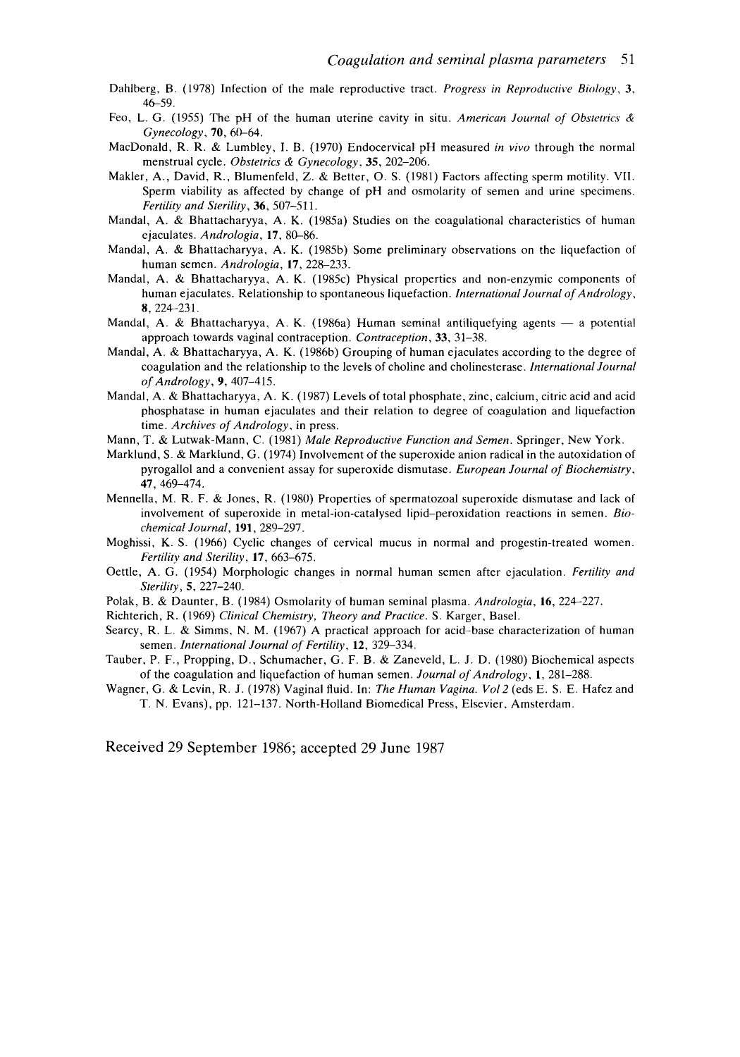Dahlberg, B. (1978) Infection of the male reproductive tract. *Progress in Reproductive Biology*, **3**, 46–59.

Feo, L. G. (1955) The pH of the human uterine cavity in situ. *American Journal of Obstetrics & Gynecology*, **70**, 60–64.

MacDonald, R. R. & Lumbley, I. B. (1970) Endocervical pH measured *in vivo* through the normal menstrual cycle. *Obstetrics & Gynecology*, **35**, 202–206.

Makler, A., David, R., Blumenfeld, Z. & Better, O. S. (1981) Factors affecting sperm motility. VII. Sperm viability as affected by change of pH and osmolarity of semen and urine specimens. *Fertility and Sterility*, **36**, 507–511.

Mandal, A. & Bhattacharyya, A. K. (1985a) Studies on the coagulational characteristics of human ejaculates. *Andrologia*, **17**, 80–86.

Mandal, A. & Bhattacharyya, A. K. (1985b) Some preliminary observations on the liquefaction of human semen. *Andrologia*, **17**, 228–233.

Mandal, A. & Bhattacharyya, A. K. (1985c) Physical properties and non-enzymic components of human ejaculates. Relationship to spontaneous liquefaction. *International Journal of Andrology*, **8**, 224–231.

Mandal, A. & Bhattacharyya, A. K. (1986a) Human seminal antiliquefying agents — a potential approach towards vaginal contraception. *Contraception*, **33**, 31–38.

Mandal, A. & Bhattacharyya, A. K. (1986b) Grouping of human ejaculates according to the degree of coagulation and the relationship to the levels of choline and cholinesterase. *International Journal of Andrology*, **9**, 407–415.

Mandal, A. & Bhattacharyya, A. K. (1987) Levels of total phosphate, zinc, calcium, citric acid and acid phosphatase in human ejaculates and their relation to degree of coagulation and liquefaction time. *Archives of Andrology*, in press.

Mann, T. & Lutwak-Mann, C. (1981) *Male Reproductive Function and Semen*. Springer, New York.

Marklund, S. & Marklund, G. (1974) Involvement of the superoxide anion radical in the autoxidation of pyrogallol and a convenient assay for superoxide dismutase. *European Journal of Biochemistry*, **47**, 469–474.

Mennella, M. R. F. & Jones, R. (1980) Properties of spermatozoal superoxide dismutase and lack of involvement of superoxide in metal-ion-catalysed lipid-peroxidation reactions in semen. *Biochemical Journal*, **191**, 289–297.

Moghissi, K. S. (1966) Cyclic changes of cervical mucus in normal and progestin-treated women. *Fertility and Sterility*, **17**, 663–675.

Oettle, A. G. (1954) Morphologic changes in normal human semen after ejaculation. *Fertility and Sterility*, **5**, 227–240.

Polak, B. & Daunter, B. (1984) Osmolarity of human seminal plasma. *Andrologia*, **16**, 224–227.

Richterich, R. (1969) *Clinical Chemistry, Theory and Practice*. S. Karger, Basel.

Searcy, R. L. & Simms, N. M. (1967) A practical approach for acid–base characterization of human semen. *International Journal of Fertility*, **12**, 329–334.

Tauber, P. F., Propping, D., Schumacher, G. F. B. & Zaneveld, L. J. D. (1980) Biochemical aspects of the coagulation and liquefaction of human semen. *Journal of Andrology*, **1**, 281–288.

Wagner, G. & Levin, R. J. (1978) Vaginal fluid. In: *The Human Vagina. Vol 2* (eds E. S. E. Hafez and T. N. Evans), pp. 121–137. North-Holland Biomedical Press, Elsevier, Amsterdam.

Received 29 September 1986; accepted 29 June 1987